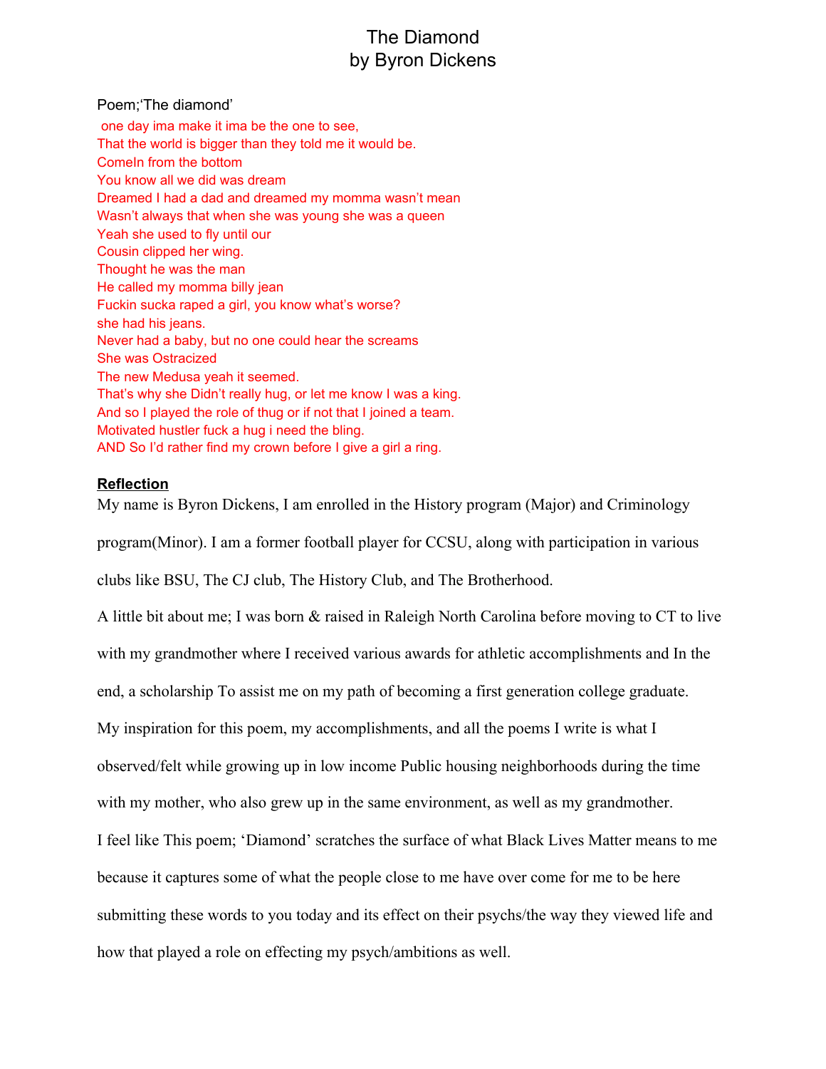# The Diamond
## by Byron Dickens

Poem;'The diamond'

one day ima make it ima be the one to see,  
That the world is bigger than they told me it would be.  
ComeIn from the bottom  
You know all we did was dream  
Dreamed I had a dad and dreamed my momma wasn't mean  
Wasn't always that when she was young she was a queen  
Yeah she used to fly until our  
Cousin clipped her wing.  
Thought he was the man  
He called my momma billy jean  
Fuckin sucka raped a girl, you know what's worse?  
she had his jeans.  
Never had a baby, but no one could hear the screams  
She was Ostracized  
The new Medusa yeah it seemed.  
That's why she Didn't really hug, or let me know I was a king.  
And so I played the role of thug or if not that I joined a team.  
Motivated hustler fuck a hug i need the bling.  
AND So I'd rather find my crown before I give a girl a ring.

**Reflection**

My name is Byron Dickens, I am enrolled in the History program (Major) and Criminology program(Minor). I am a former football player for CCSU, along with participation in various clubs like BSU, The CJ club, The History Club, and The Brotherhood.

A little bit about me; I was born & raised in Raleigh North Carolina before moving to CT to live with my grandmother where I received various awards for athletic accomplishments and In the end, a scholarship To assist me on my path of becoming a first generation college graduate.

My inspiration for this poem, my accomplishments, and all the poems I write is what I observed/felt while growing up in low income Public housing neighborhoods during the time with my mother, who also grew up in the same environment, as well as my grandmother.

I feel like This poem; 'Diamond' scratches the surface of what Black Lives Matter means to me because it captures some of what the people close to me have over come for me to be here submitting these words to you today and its effect on their psychs/the way they viewed life and how that played a role on effecting my psych/ambitions as well.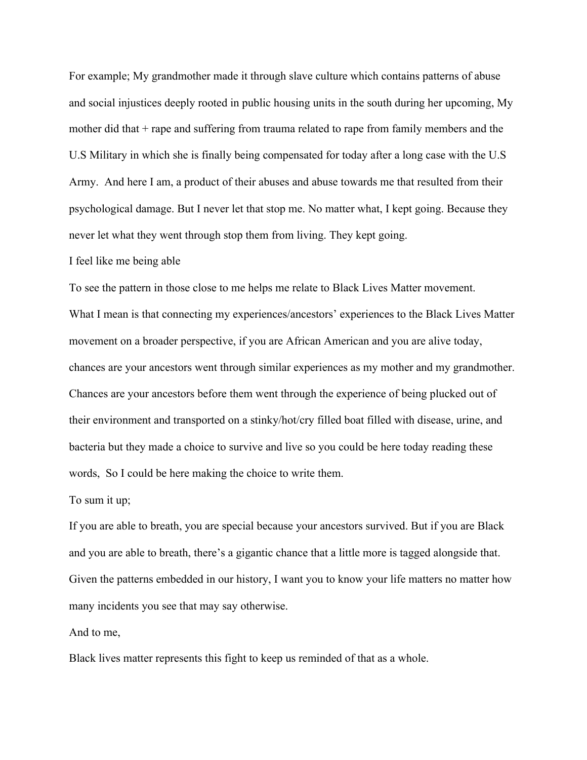For example; My grandmother made it through slave culture which contains patterns of abuse and social injustices deeply rooted in public housing units in the south during her upcoming, My mother did that + rape and suffering from trauma related to rape from family members and the U.S Military in which she is finally being compensated for today after a long case with the U.S Army.  And here I am, a product of their abuses and abuse towards me that resulted from their psychological damage. But I never let that stop me. No matter what, I kept going. Because they never let what they went through stop them from living. They kept going.

I feel like me being able

To see the pattern in those close to me helps me relate to Black Lives Matter movement.

What I mean is that connecting my experiences/ancestors' experiences to the Black Lives Matter movement on a broader perspective, if you are African American and you are alive today, chances are your ancestors went through similar experiences as my mother and my grandmother. Chances are your ancestors before them went through the experience of being plucked out of their environment and transported on a stinky/hot/cry filled boat filled with disease, urine, and bacteria but they made a choice to survive and live so you could be here today reading these words,  So I could be here making the choice to write them.

To sum it up;

If you are able to breath, you are special because your ancestors survived. But if you are Black and you are able to breath, there's a gigantic chance that a little more is tagged alongside that. Given the patterns embedded in our history, I want you to know your life matters no matter how many incidents you see that may say otherwise.

And to me,

Black lives matter represents this fight to keep us reminded of that as a whole.